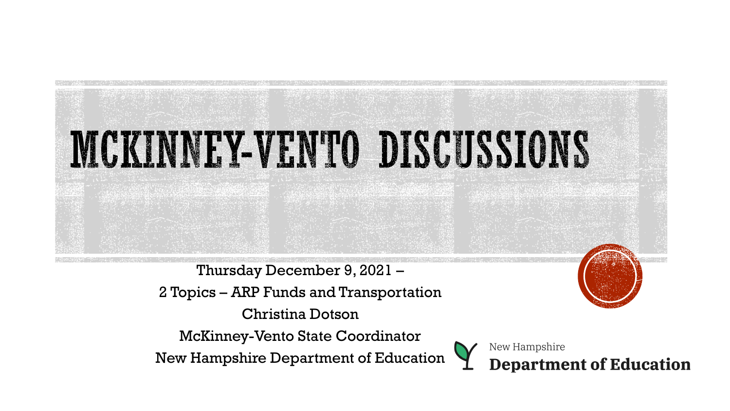# MCKINNEY-VENTO DISCUSSIONS

Thursday December 9, 2021 –

2 Topics – ARP Funds and Transportation

Christina Dotson

McKinney-Vento State Coordinator

New Hampshire Department of Education

New Hampshire
**Department of Education**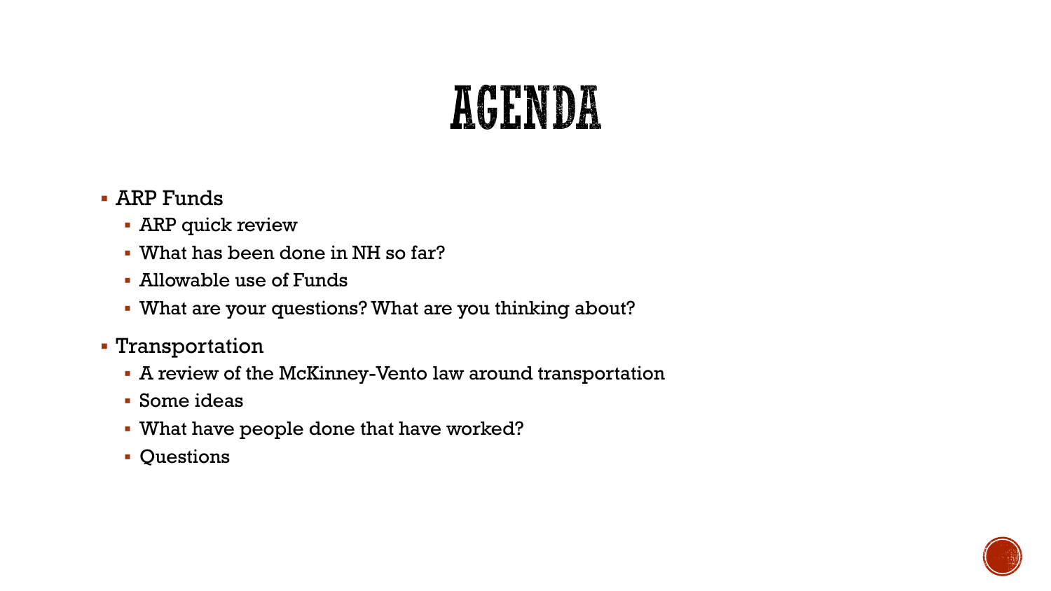# AGENDA

- ARP Funds
  - ARP quick review
  - What has been done in NH so far?
  - Allowable use of Funds
  - What are your questions? What are you thinking about?
- Transportation
  - A review of the McKinney-Vento law around transportation
  - Some ideas
  - What have people done that have worked?
  - Questions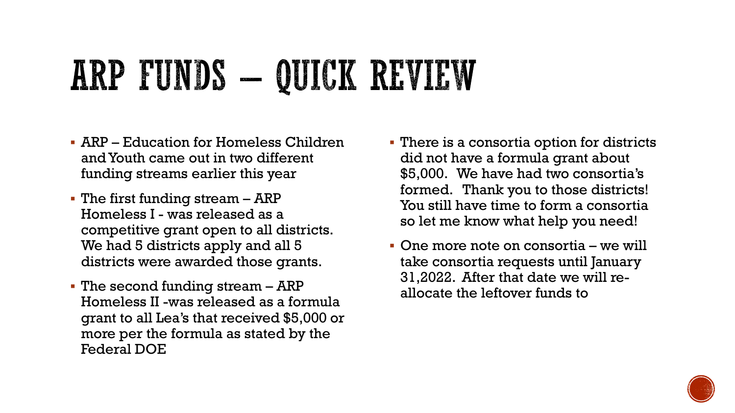# ARP FUNDS – QUICK REVIEW

- ARP – Education for Homeless Children and Youth came out in two different funding streams earlier this year
- The first funding stream – ARP Homeless I - was released as a competitive grant open to all districts. We had 5 districts apply and all 5 districts were awarded those grants.
- The second funding stream – ARP Homeless II -was released as a formula grant to all Lea's that received $5,000 or more per the formula as stated by the Federal DOE
- There is a consortia option for districts did not have a formula grant about $5,000. We have had two consortia's formed. Thank you to those districts! You still have time to form a consortia so let me know what help you need!
- One more note on consortia – we will take consortia requests until January 31,2022. After that date we will re-allocate the leftover funds to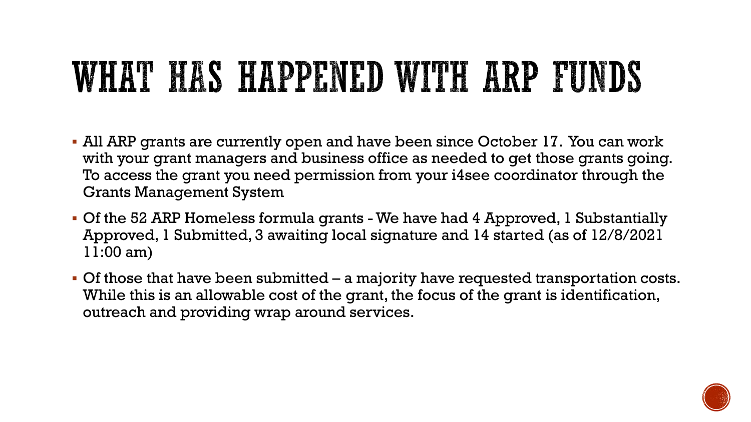# WHAT HAS HAPPENED WITH ARP FUNDS

- All ARP grants are currently open and have been since October 17. You can work with your grant managers and business office as needed to get those grants going. To access the grant you need permission from your i4see coordinator through the Grants Management System
- Of the 52 ARP Homeless formula grants - We have had 4 Approved, 1 Substantially Approved, 1 Submitted, 3 awaiting local signature and 14 started (as of 12/8/2021 11:00 am)
- Of those that have been submitted – a majority have requested transportation costs. While this is an allowable cost of the grant, the focus of the grant is identification, outreach and providing wrap around services.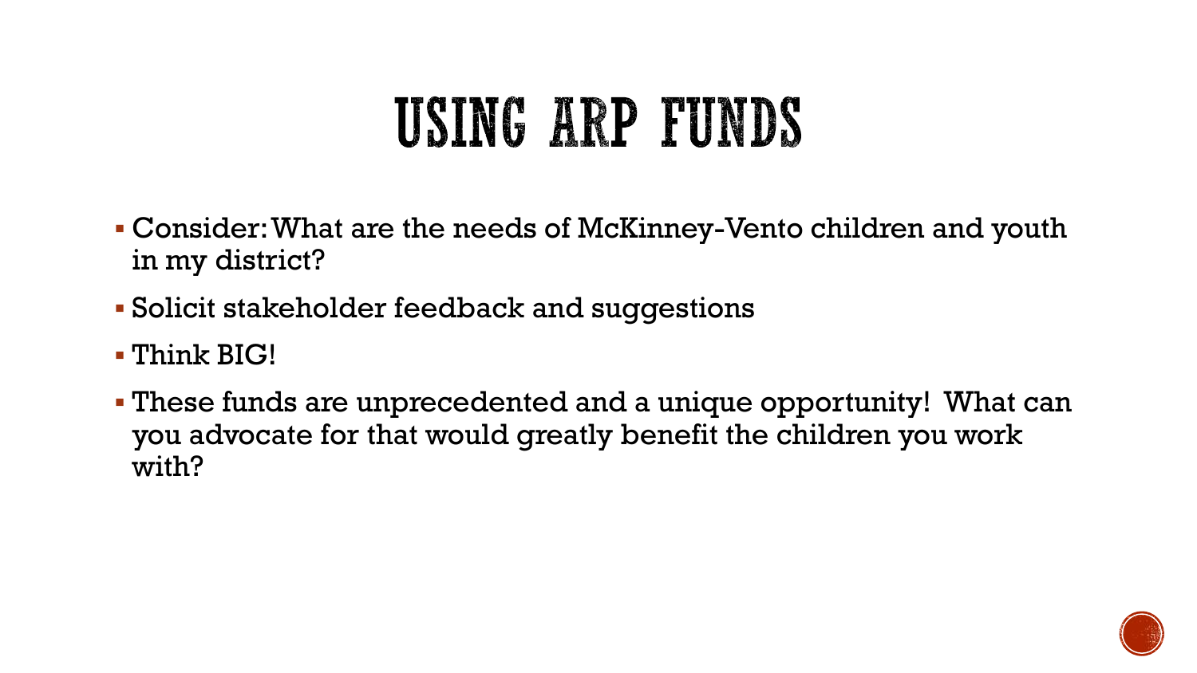# USING ARP FUNDS

- Consider: What are the needs of McKinney-Vento children and youth in my district?
- Solicit stakeholder feedback and suggestions
- Think BIG!
- These funds are unprecedented and a unique opportunity! What can you advocate for that would greatly benefit the children you work with?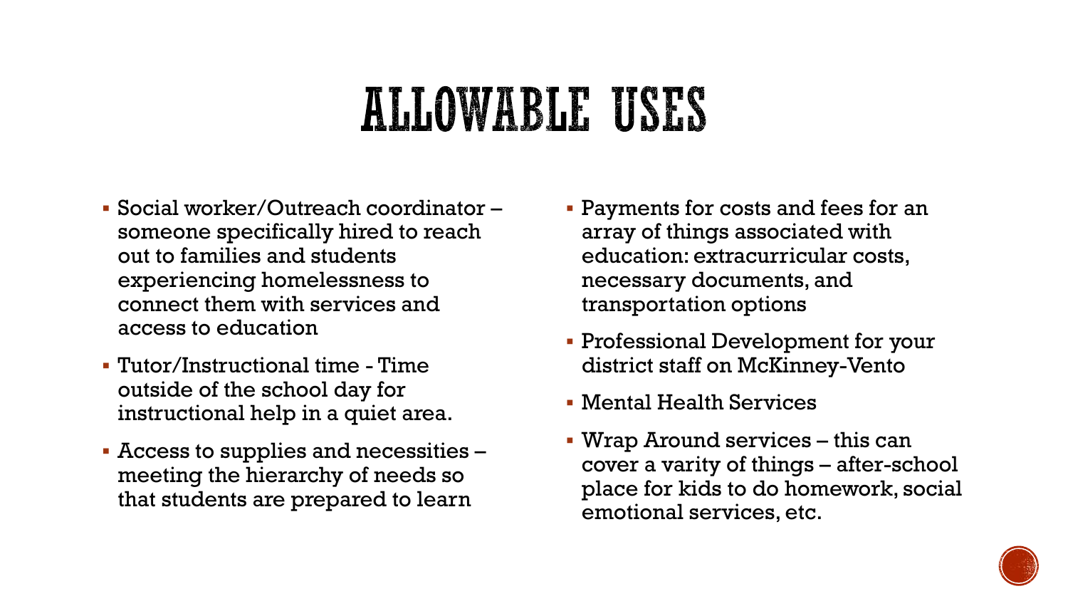# ALLOWABLE USES

- Social worker/Outreach coordinator – someone specifically hired to reach out to families and students experiencing homelessness to connect them with services and access to education
- Tutor/Instructional time - Time outside of the school day for instructional help in a quiet area.
- Access to supplies and necessities – meeting the hierarchy of needs so that students are prepared to learn
- Payments for costs and fees for an array of things associated with education: extracurricular costs, necessary documents, and transportation options
- Professional Development for your district staff on McKinney-Vento
- Mental Health Services
- Wrap Around services – this can cover a varity of things – after-school place for kids to do homework, social emotional services, etc.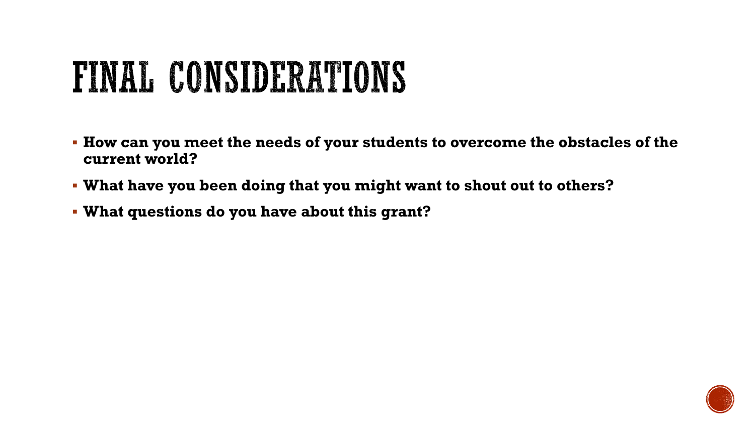# FINAL CONSIDERATIONS

- **How can you meet the needs of your students to overcome the obstacles of the current world?**
- **What have you been doing that you might want to shout out to others?**
- **What questions do you have about this grant?**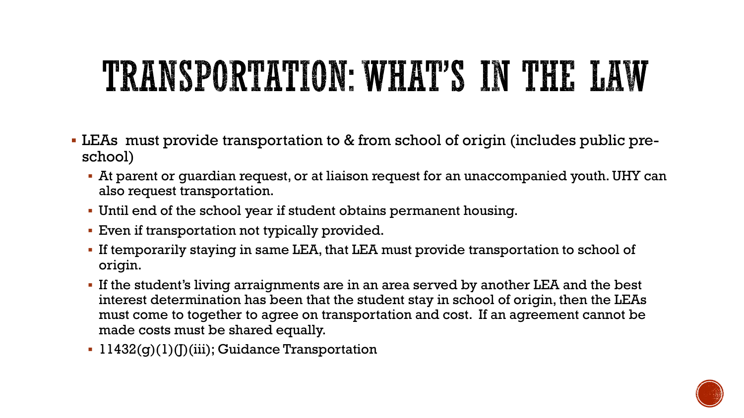# TRANSPORTATION: WHAT'S IN THE LAW

- LEAs must provide transportation to & from school of origin (includes public pre-school)
  - At parent or guardian request, or at liaison request for an unaccompanied youth. UHY can also request transportation.
  - Until end of the school year if student obtains permanent housing.
  - Even if transportation not typically provided.
  - If temporarily staying in same LEA, that LEA must provide transportation to school of origin.
  - If the student's living arraignments are in an area served by another LEA and the best interest determination has been that the student stay in school of origin, then the LEAs must come to together to agree on transportation and cost. If an agreement cannot be made costs must be shared equally.
  - 11432(g)(1)(J)(iii); Guidance Transportation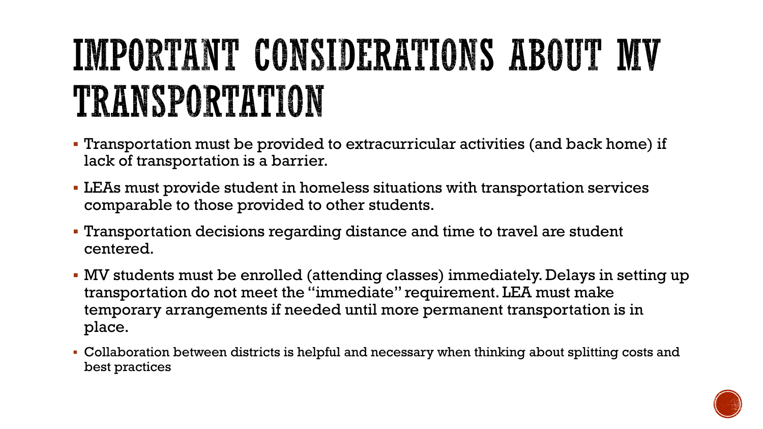# IMPORTANT CONSIDERATIONS ABOUT MV TRANSPORTATION

- Transportation must be provided to extracurricular activities (and back home) if lack of transportation is a barrier.
- LEAs must provide student in homeless situations with transportation services comparable to those provided to other students.
- Transportation decisions regarding distance and time to travel are student centered.
- MV students must be enrolled (attending classes) immediately. Delays in setting up transportation do not meet the "immediate" requirement. LEA must make temporary arrangements if needed until more permanent transportation is in place.
- Collaboration between districts is helpful and necessary when thinking about splitting costs and best practices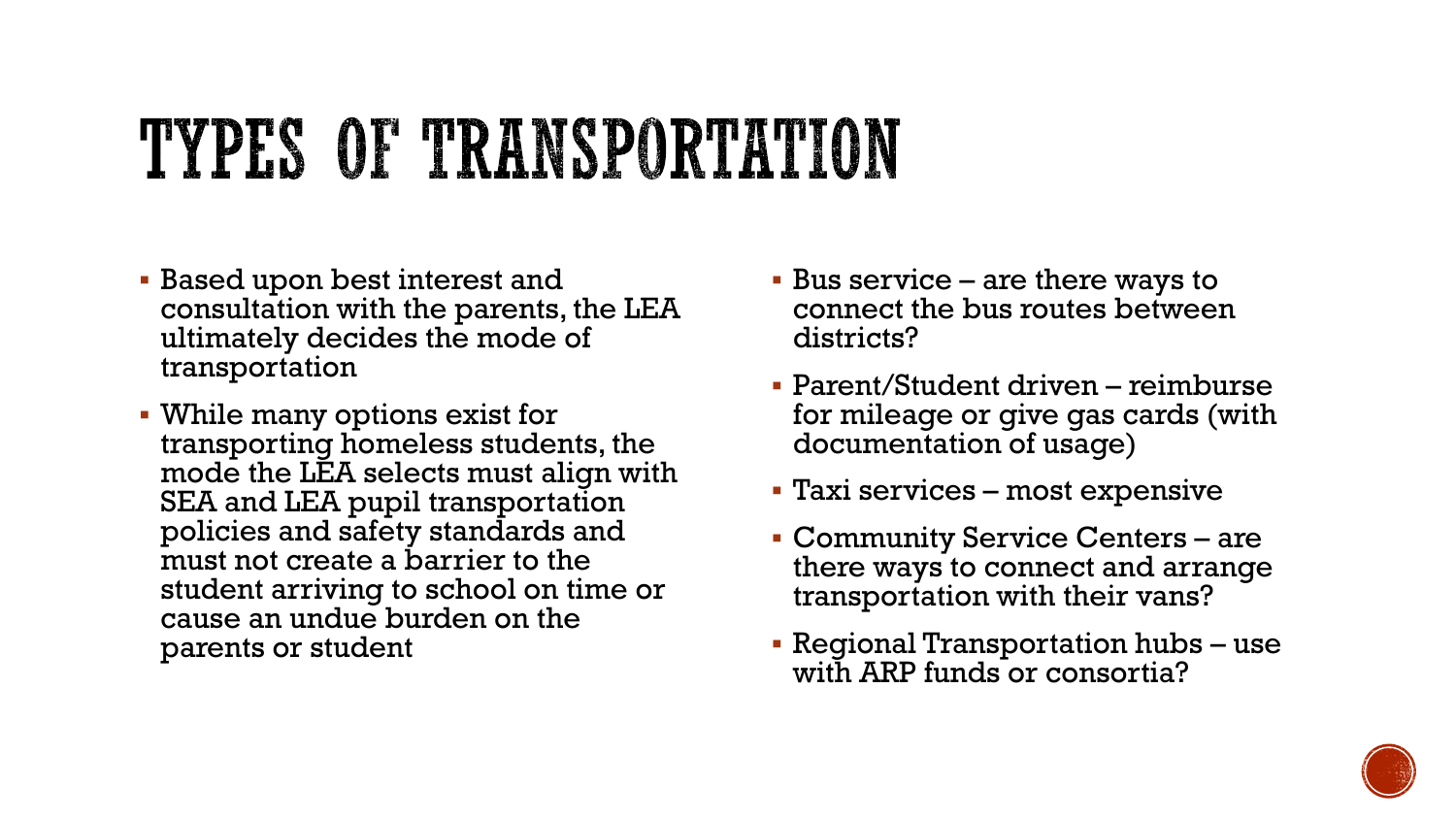# TYPES OF TRANSPORTATION

- Based upon best interest and consultation with the parents, the LEA ultimately decides the mode of transportation
- While many options exist for transporting homeless students, the mode the LEA selects must align with SEA and LEA pupil transportation policies and safety standards and must not create a barrier to the student arriving to school on time or cause an undue burden on the parents or student

- Bus service – are there ways to connect the bus routes between districts?
- Parent/Student driven – reimburse for mileage or give gas cards (with documentation of usage)
- Taxi services – most expensive
- Community Service Centers – are there ways to connect and arrange transportation with their vans?
- Regional Transportation hubs – use with ARP funds or consortia?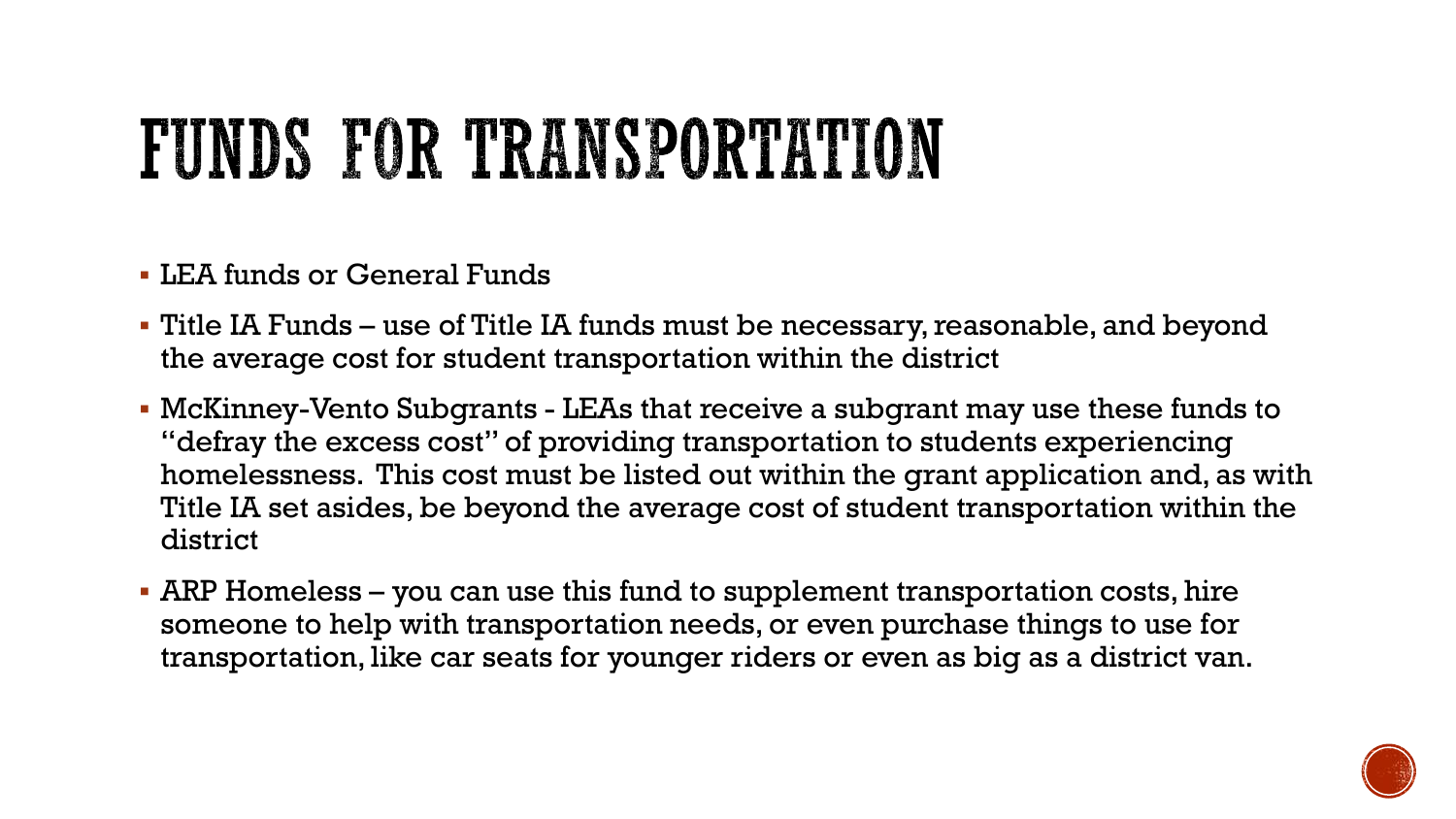# FUNDS FOR TRANSPORTATION

- LEA funds or General Funds
- Title IA Funds – use of Title IA funds must be necessary, reasonable, and beyond the average cost for student transportation within the district
- McKinney-Vento Subgrants - LEAs that receive a subgrant may use these funds to "defray the excess cost" of providing transportation to students experiencing homelessness. This cost must be listed out within the grant application and, as with Title IA set asides, be beyond the average cost of student transportation within the district
- ARP Homeless – you can use this fund to supplement transportation costs, hire someone to help with transportation needs, or even purchase things to use for transportation, like car seats for younger riders or even as big as a district van.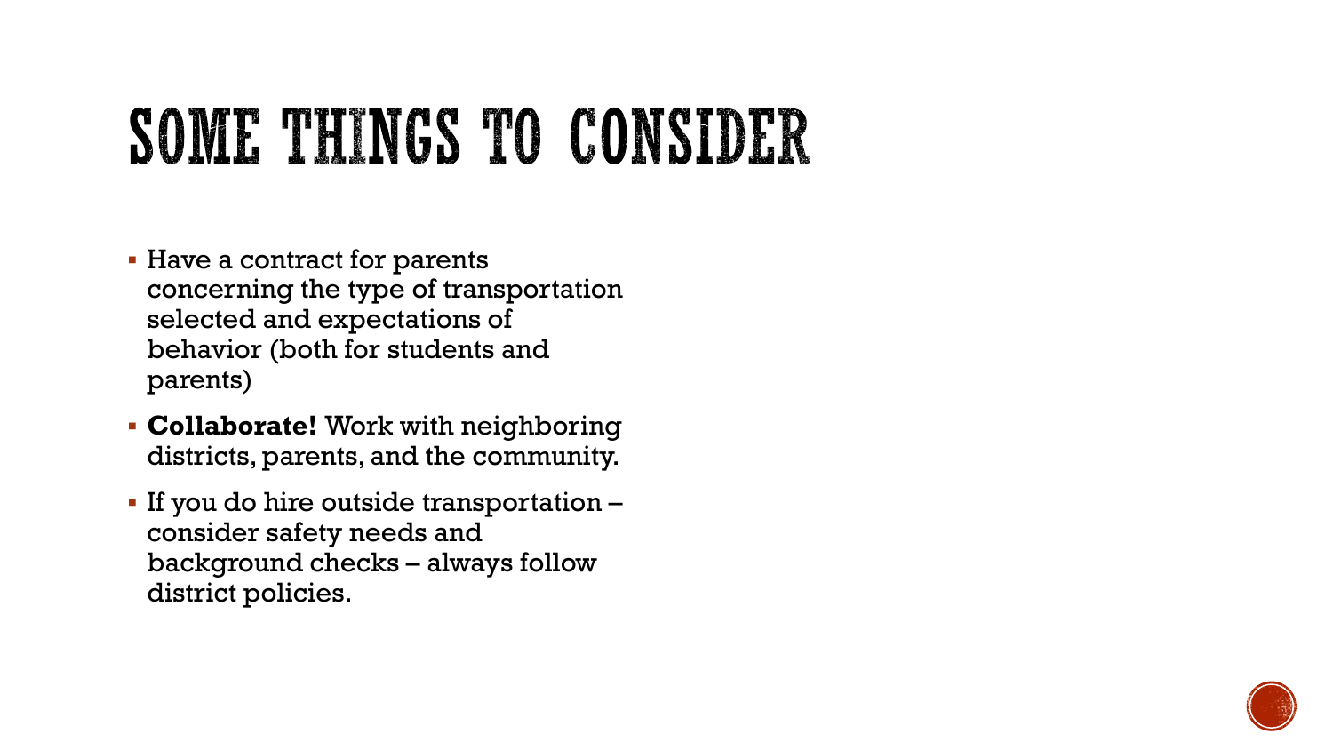# SOME THINGS TO CONSIDER

- Have a contract for parents concerning the type of transportation selected and expectations of behavior (both for students and parents)
- **Collaborate!** Work with neighboring districts, parents, and the community.
- If you do hire outside transportation – consider safety needs and background checks – always follow district policies.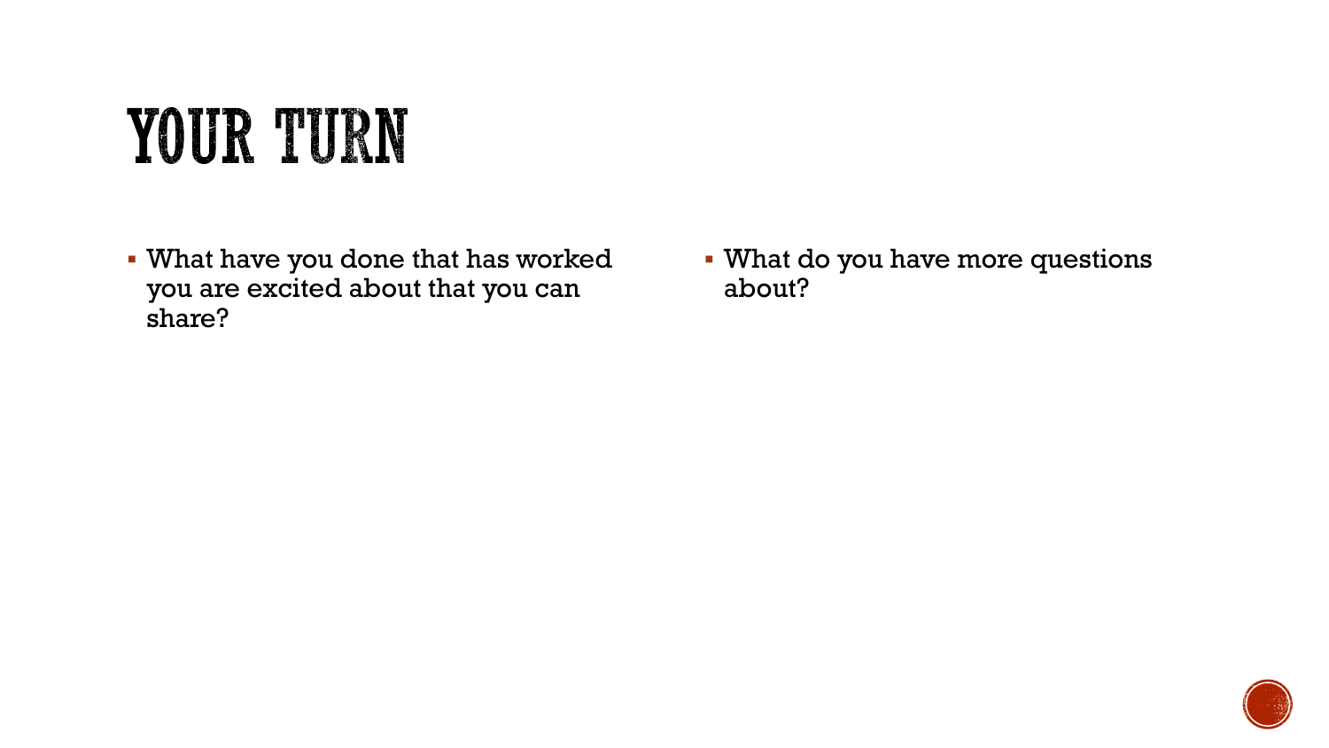# YOUR TURN

- What have you done that has worked you are excited about that you can share?

- What do you have more questions about?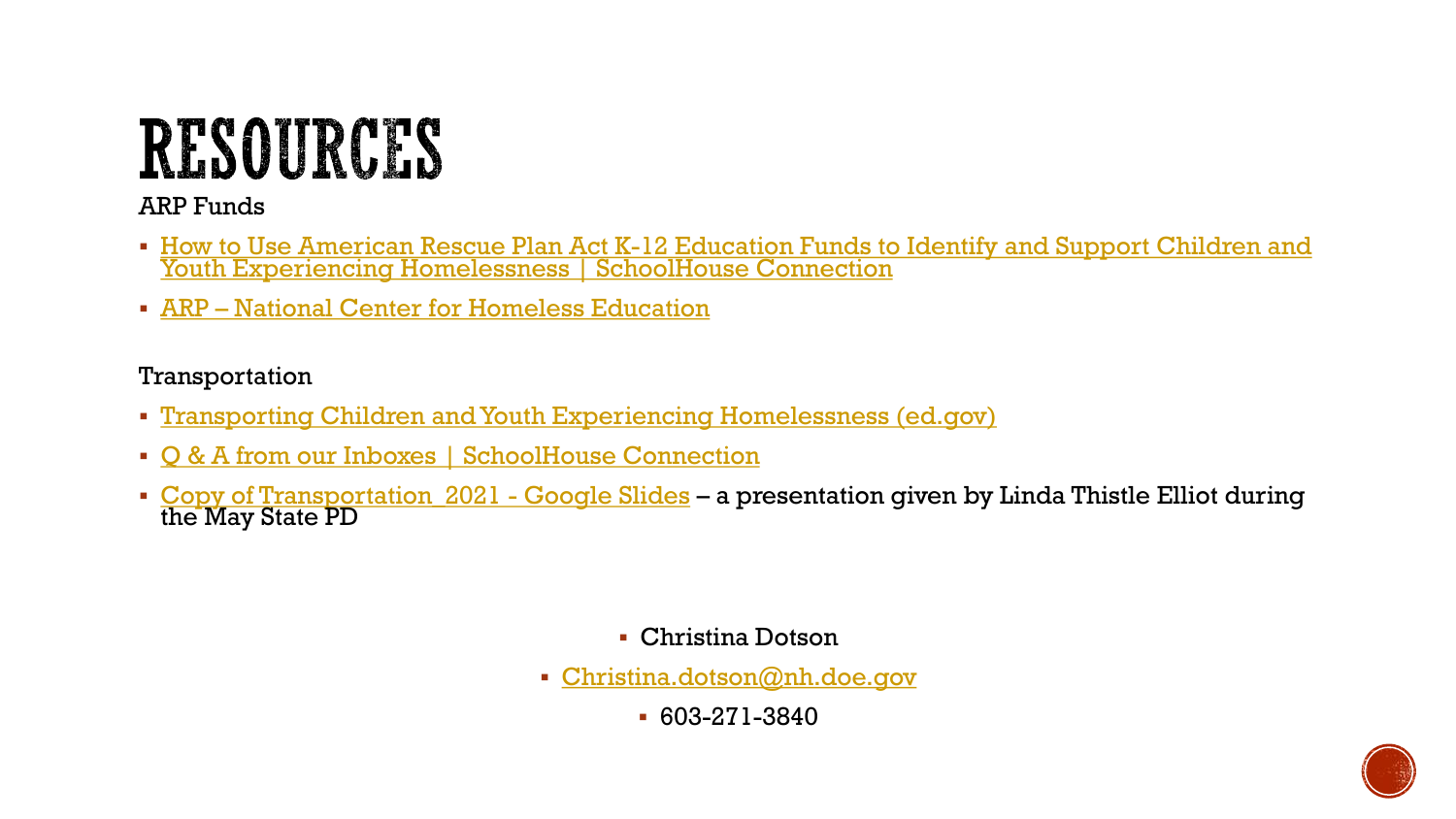# RESOURCES

ARP Funds

- How to Use American Rescue Plan Act K-12 Education Funds to Identify and Support Children and Youth Experiencing Homelessness | SchoolHouse Connection
- ARP – National Center for Homeless Education

Transportation

- Transporting Children and Youth Experiencing Homelessness (ed.gov)
- Q & A from our Inboxes | SchoolHouse Connection
- Copy of Transportation_2021 - Google Slides – a presentation given by Linda Thistle Elliot during the May State PD

- Christina Dotson
- Christina.dotson@nh.doe.gov
- 603-271-3840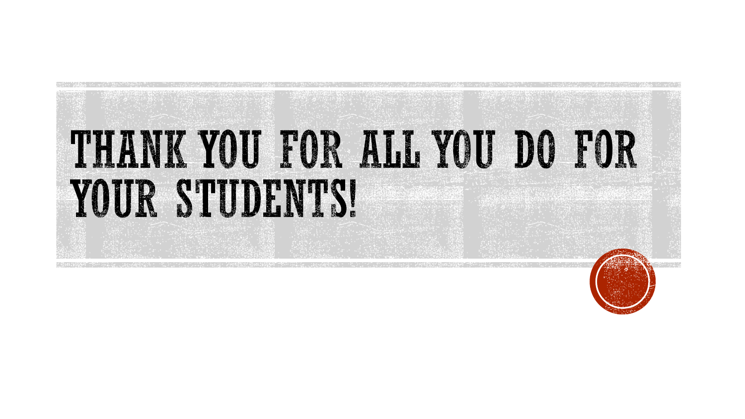# THANK YOU FOR ALL YOU DO FOR YOUR STUDENTS!